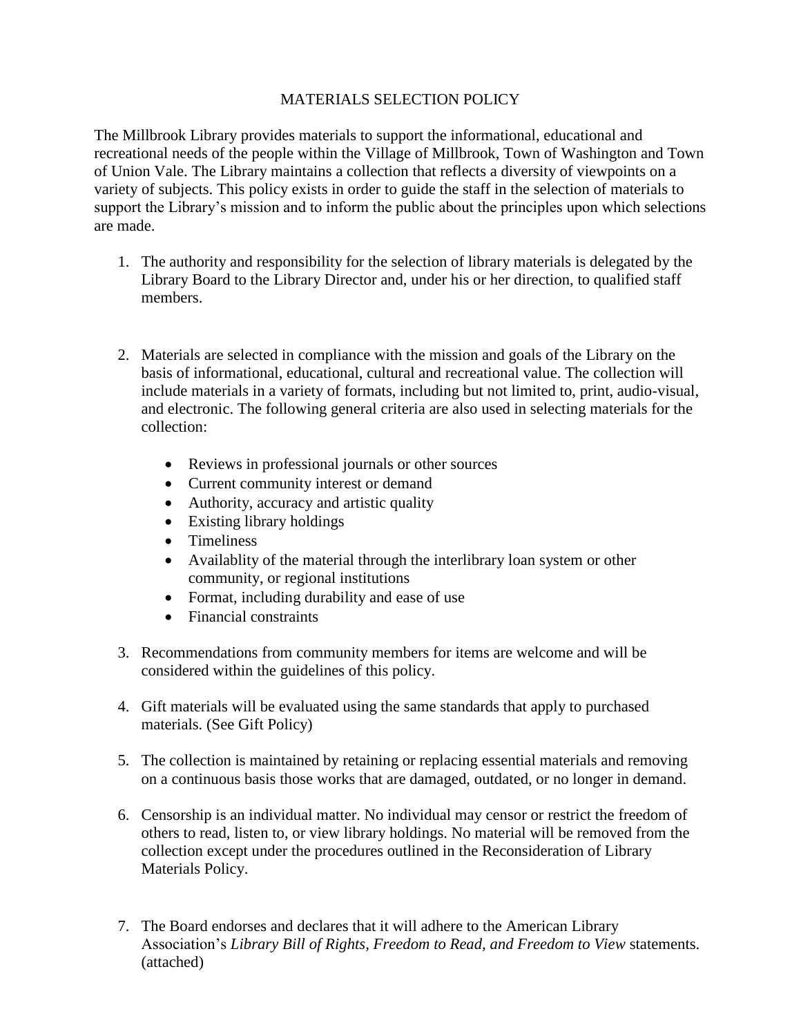# MATERIALS SELECTION POLICY

The Millbrook Library provides materials to support the informational, educational and recreational needs of the people within the Village of Millbrook, Town of Washington and Town of Union Vale. The Library maintains a collection that reflects a diversity of viewpoints on a variety of subjects. This policy exists in order to guide the staff in the selection of materials to support the Library's mission and to inform the public about the principles upon which selections are made.

1. The authority and responsibility for the selection of library materials is delegated by the Library Board to the Library Director and, under his or her direction, to qualified staff members.

2. Materials are selected in compliance with the mission and goals of the Library on the basis of informational, educational, cultural and recreational value. The collection will include materials in a variety of formats, including but not limited to, print, audio-visual, and electronic. The following general criteria are also used in selecting materials for the collection:

   - Reviews in professional journals or other sources
   - Current community interest or demand
   - Authority, accuracy and artistic quality
   - Existing library holdings
   - Timeliness
   - Availablity of the material through the interlibrary loan system or other community, or regional institutions
   - Format, including durability and ease of use
   - Financial constraints

3. Recommendations from community members for items are welcome and will be considered within the guidelines of this policy.

4. Gift materials will be evaluated using the same standards that apply to purchased materials. (See Gift Policy)

5. The collection is maintained by retaining or replacing essential materials and removing on a continuous basis those works that are damaged, outdated, or no longer in demand.

6. Censorship is an individual matter. No individual may censor or restrict the freedom of others to read, listen to, or view library holdings. No material will be removed from the collection except under the procedures outlined in the Reconsideration of Library Materials Policy.

7. The Board endorses and declares that it will adhere to the American Library Association's *Library Bill of Rights, Freedom to Read, and Freedom to View* statements. (attached)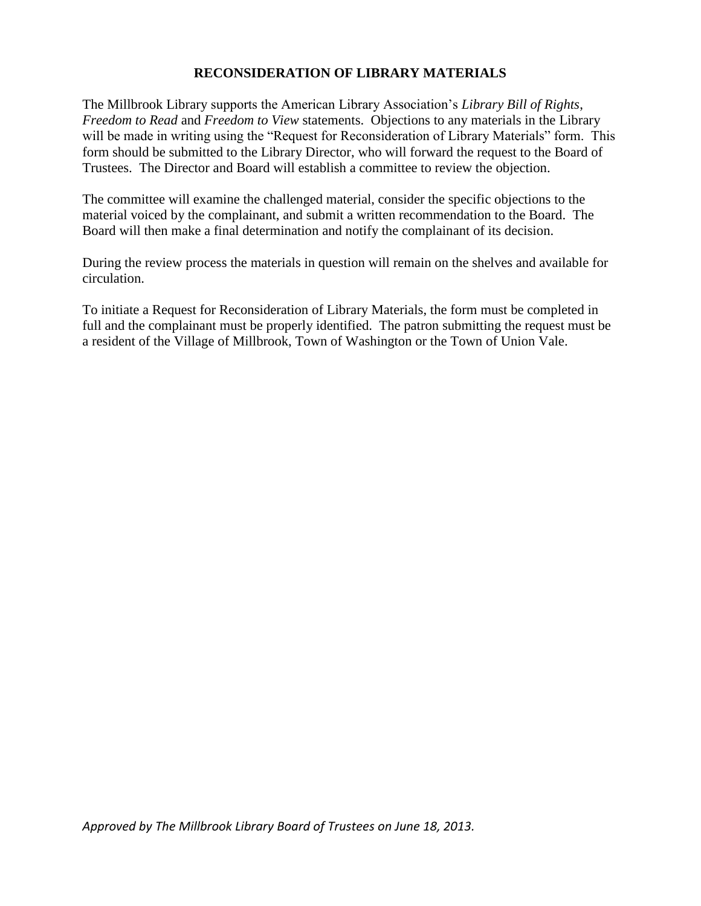# RECONSIDERATION OF LIBRARY MATERIALS

The Millbrook Library supports the American Library Association's *Library Bill of Rights*, *Freedom to Read* and *Freedom to View* statements. Objections to any materials in the Library will be made in writing using the "Request for Reconsideration of Library Materials" form. This form should be submitted to the Library Director, who will forward the request to the Board of Trustees. The Director and Board will establish a committee to review the objection.

The committee will examine the challenged material, consider the specific objections to the material voiced by the complainant, and submit a written recommendation to the Board. The Board will then make a final determination and notify the complainant of its decision.

During the review process the materials in question will remain on the shelves and available for circulation.

To initiate a Request for Reconsideration of Library Materials, the form must be completed in full and the complainant must be properly identified. The patron submitting the request must be a resident of the Village of Millbrook, Town of Washington or the Town of Union Vale.

*Approved by The Millbrook Library Board of Trustees on June 18, 2013.*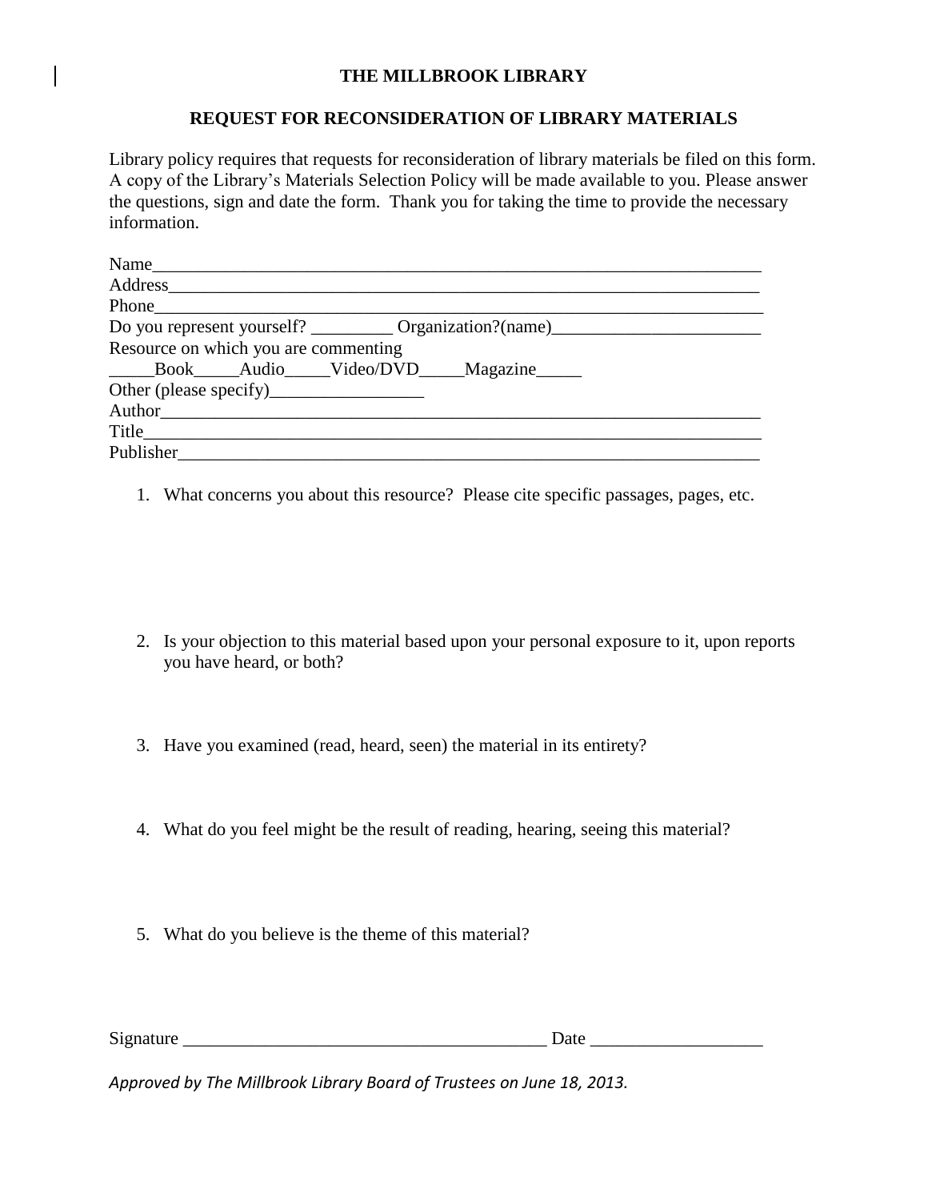**THE MILLBROOK LIBRARY**

**REQUEST FOR RECONSIDERATION OF LIBRARY MATERIALS**

Library policy requires that requests for reconsideration of library materials be filed on this form. A copy of the Library's Materials Selection Policy will be made available to you. Please answer the questions, sign and date the form. Thank you for taking the time to provide the necessary information.

Name_______________________________________________________________________
Address_____________________________________________________________________
Phone______________________________________________________________________
Do you represent yourself? _________ Organization?(name)_______________________
Resource on which you are commenting
_____Book_____Audio_____Video/DVD_____Magazine_____
Other (please specify)_________________
Author_____________________________________________________________________
Title_______________________________________________________________________
Publisher___________________________________________________________________

1. What concerns you about this resource? Please cite specific passages, pages, etc.

2. Is your objection to this material based upon your personal exposure to it, upon reports you have heard, or both?

3. Have you examined (read, heard, seen) the material in its entirety?

4. What do you feel might be the result of reading, hearing, seeing this material?

5. What do you believe is the theme of this material?

Signature _________________________________________ Date ___________________

*Approved by The Millbrook Library Board of Trustees on June 18, 2013.*